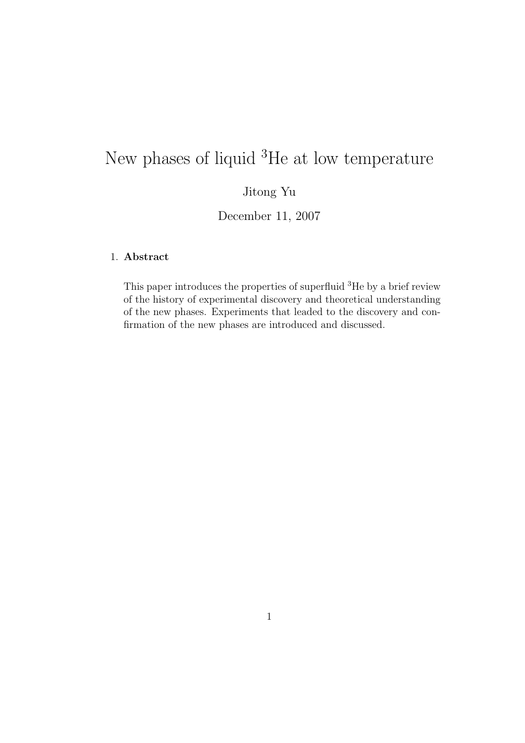# New phases of liquid $^3$He at low temperature

Jitong Yu

December 11, 2007

1. **Abstract**

This paper introduces the properties of superfluid $^3$He by a brief review of the history of experimental discovery and theoretical understanding of the new phases. Experiments that leaded to the discovery and confirmation of the new phases are introduced and discussed.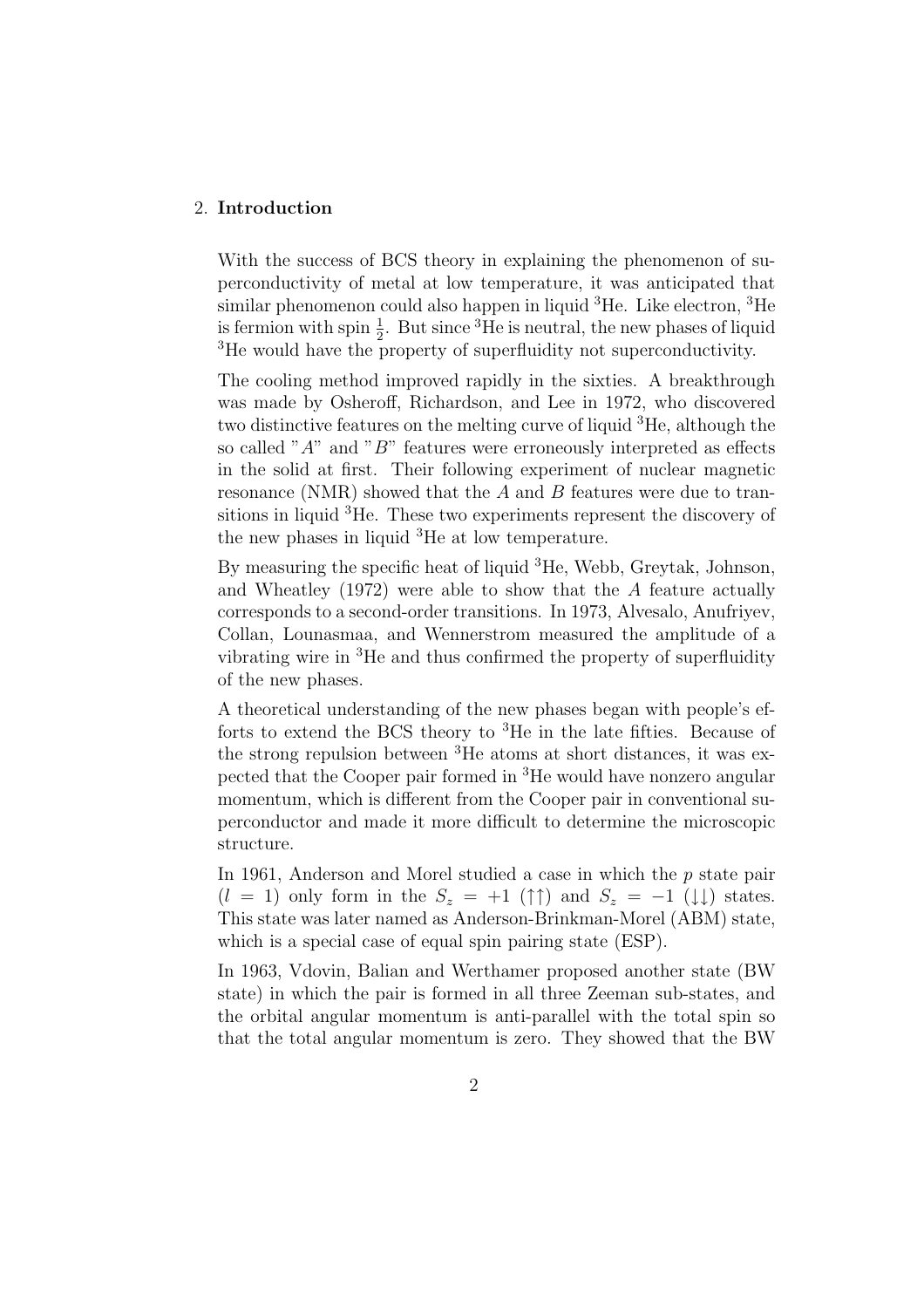## 2. **Introduction**

With the success of BCS theory in explaining the phenomenon of superconductivity of metal at low temperature, it was anticipated that similar phenomenon could also happen in liquid $^3$He. Like electron, $^3$He is fermion with spin $\frac{1}{2}$. But since $^3$He is neutral, the new phases of liquid $^3$He would have the property of superfluidity not superconductivity.

The cooling method improved rapidly in the sixties. A breakthrough was made by Osheroff, Richardson, and Lee in 1972, who discovered two distinctive features on the melting curve of liquid $^3$He, although the so called "$A$" and "$B$" features were erroneously interpreted as effects in the solid at first. Their following experiment of nuclear magnetic resonance (NMR) showed that the $A$ and $B$ features were due to transitions in liquid $^3$He. These two experiments represent the discovery of the new phases in liquid $^3$He at low temperature.

By measuring the specific heat of liquid $^3$He, Webb, Greytak, Johnson, and Wheatley (1972) were able to show that the $A$ feature actually corresponds to a second-order transitions. In 1973, Alvesalo, Anufriyev, Collan, Lounasmaa, and Wennerstrom measured the amplitude of a vibrating wire in $^3$He and thus confirmed the property of superfluidity of the new phases.

A theoretical understanding of the new phases began with people's efforts to extend the BCS theory to $^3$He in the late fifties. Because of the strong repulsion between $^3$He atoms at short distances, it was expected that the Cooper pair formed in $^3$He would have nonzero angular momentum, which is different from the Cooper pair in conventional superconductor and made it more difficult to determine the microscopic structure.

In 1961, Anderson and Morel studied a case in which the $p$ state pair ($l = 1$) only form in the $S_z = +1$ ($\uparrow\uparrow$) and $S_z = -1$ ($\downarrow\downarrow$) states. This state was later named as Anderson-Brinkman-Morel (ABM) state, which is a special case of equal spin pairing state (ESP).

In 1963, Vdovin, Balian and Werthamer proposed another state (BW state) in which the pair is formed in all three Zeeman sub-states, and the orbital angular momentum is anti-parallel with the total spin so that the total angular momentum is zero. They showed that the BW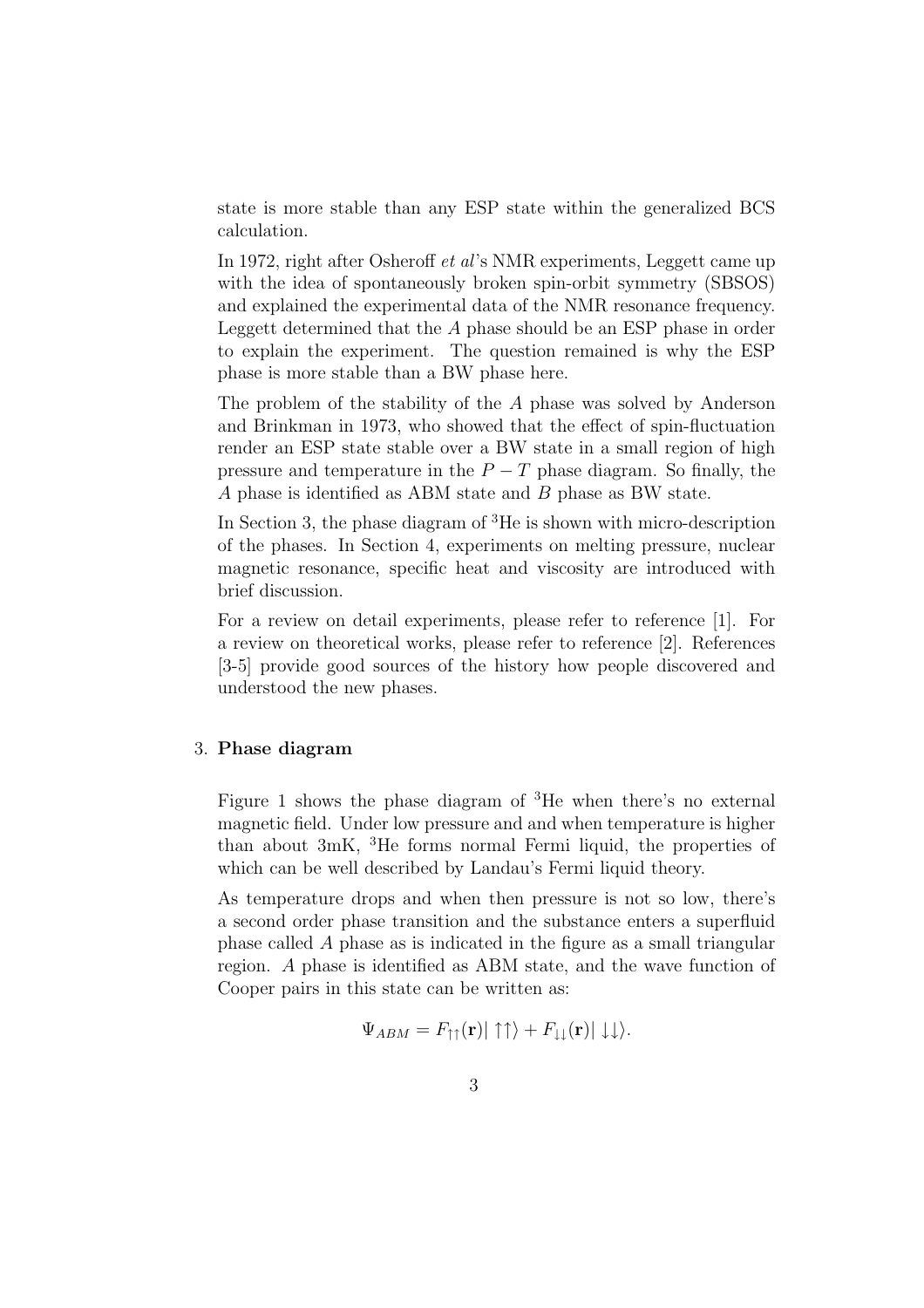state is more stable than any ESP state within the generalized BCS calculation.

In 1972, right after Osheroff *et al*'s NMR experiments, Leggett came up with the idea of spontaneously broken spin-orbit symmetry (SBSOS) and explained the experimental data of the NMR resonance frequency. Leggett determined that the $A$ phase should be an ESP phase in order to explain the experiment. The question remained is why the ESP phase is more stable than a BW phase here.

The problem of the stability of the $A$ phase was solved by Anderson and Brinkman in 1973, who showed that the effect of spin-fluctuation render an ESP state stable over a BW state in a small region of high pressure and temperature in the $P-T$ phase diagram. So finally, the $A$ phase is identified as ABM state and $B$ phase as BW state.

In Section 3, the phase diagram of $^3$He is shown with micro-description of the phases. In Section 4, experiments on melting pressure, nuclear magnetic resonance, specific heat and viscosity are introduced with brief discussion.

For a review on detail experiments, please refer to reference [1]. For a review on theoretical works, please refer to reference [2]. References [3-5] provide good sources of the history how people discovered and understood the new phases.

## 3. Phase diagram

Figure 1 shows the phase diagram of $^3$He when there's no external magnetic field. Under low pressure and and when temperature is higher than about 3mK, $^3$He forms normal Fermi liquid, the properties of which can be well described by Landau's Fermi liquid theory.

As temperature drops and when then pressure is not so low, there's a second order phase transition and the substance enters a superfluid phase called $A$ phase as is indicated in the figure as a small triangular region. $A$ phase is identified as ABM state, and the wave function of Cooper pairs in this state can be written as:

$$\Psi_{ABM} = F_{\uparrow\uparrow}(\mathbf{r})|\uparrow\uparrow\rangle + F_{\downarrow\downarrow}(\mathbf{r})|\downarrow\downarrow\rangle.$$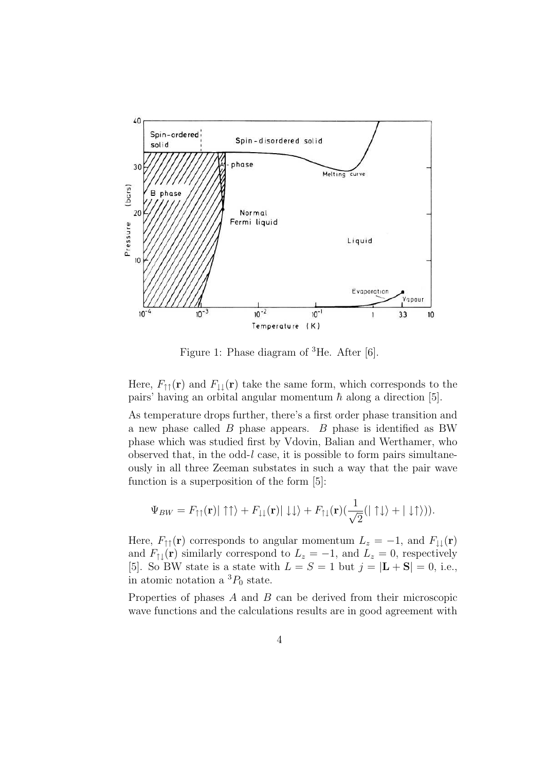Figure 1: Phase diagram of $^3$He. After [6].

Here, $F_{\uparrow\uparrow}(\mathbf{r})$ and $F_{\downarrow\downarrow}(\mathbf{r})$ take the same form, which corresponds to the pairs' having an orbital angular momentum $\hbar$ along a direction [5].

As temperature drops further, there's a first order phase transition and a new phase called $B$ phase appears. $B$ phase is identified as BW phase which was studied first by Vdovin, Balian and Werthamer, who observed that, in the odd-$l$ case, it is possible to form pairs simultaneously in all three Zeeman substates in such a way that the pair wave function is a superposition of the form [5]:

$$\Psi_{BW} = F_{\uparrow\uparrow}(\mathbf{r})|\uparrow\uparrow\rangle + F_{\downarrow\downarrow}(\mathbf{r})|\downarrow\downarrow\rangle + F_{\uparrow\downarrow}(\mathbf{r})(\frac{1}{\sqrt{2}}(|\uparrow\downarrow\rangle + |\downarrow\uparrow\rangle)).$$

Here, $F_{\uparrow\uparrow}(\mathbf{r})$ corresponds to angular momentum $L_z = -1$, and $F_{\downarrow\downarrow}(\mathbf{r})$ and $F_{\uparrow\downarrow}(\mathbf{r})$ similarly correspond to $L_z = -1$, and $L_z = 0$, respectively [5]. So BW state is a state with $L = S = 1$ but $j = |\mathbf{L} + \mathbf{S}| = 0$, i.e., in atomic notation a $^3P_0$ state.

Properties of phases $A$ and $B$ can be derived from their microscopic wave functions and the calculations results are in good agreement with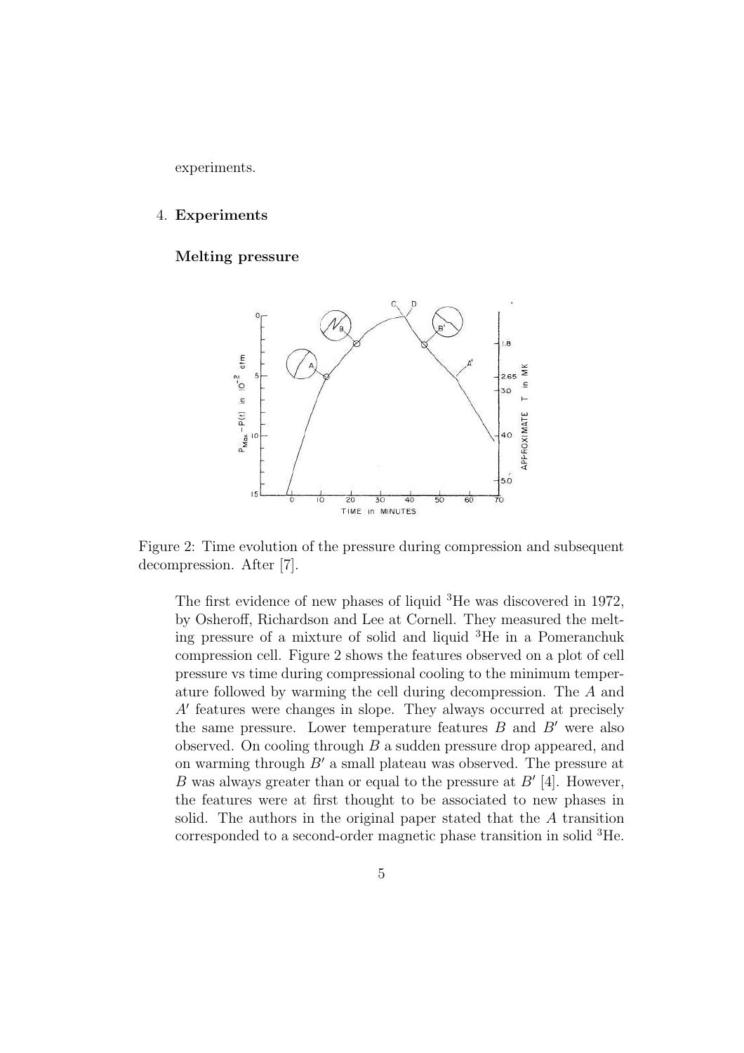experiments.

## 4. Experiments

### Melting pressure

Figure 2: Time evolution of the pressure during compression and subsequent decompression. After [7].

The first evidence of new phases of liquid $^3$He was discovered in 1972, by Osheroff, Richardson and Lee at Cornell. They measured the melting pressure of a mixture of solid and liquid $^3$He in a Pomeranchuk compression cell. Figure 2 shows the features observed on a plot of cell pressure vs time during compressional cooling to the minimum temperature followed by warming the cell during decompression. The $A$ and $A'$ features were changes in slope. They always occurred at precisely the same pressure. Lower temperature features $B$ and $B'$ were also observed. On cooling through $B$ a sudden pressure drop appeared, and on warming through $B'$ a small plateau was observed. The pressure at $B$ was always greater than or equal to the pressure at $B'$ [4]. However, the features were at first thought to be associated to new phases in solid. The authors in the original paper stated that the $A$ transition corresponded to a second-order magnetic phase transition in solid $^3$He.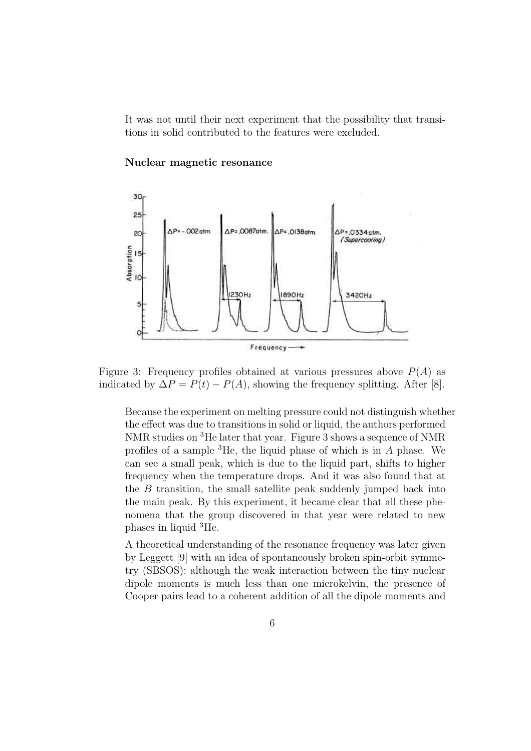It was not until their next experiment that the possibility that transitions in solid contributed to the features were excluded.

**Nuclear magnetic resonance**

Figure 3: Frequency profiles obtained at various pressures above $P(A)$ as indicated by $\Delta P = P(t) - P(A)$, showing the frequency splitting. After [8].

Because the experiment on melting pressure could not distinguish whether the effect was due to transitions in solid or liquid, the authors performed NMR studies on $^3$He later that year. Figure 3 shows a sequence of NMR profiles of a sample $^3$He, the liquid phase of which is in $A$ phase. We can see a small peak, which is due to the liquid part, shifts to higher frequency when the temperature drops. And it was also found that at the $B$ transition, the small satellite peak suddenly jumped back into the main peak. By this experiment, it became clear that all these phenomena that the group discovered in that year were related to new phases in liquid $^3$He.

A theoretical understanding of the resonance frequency was later given by Leggett [9] with an idea of spontaneously broken spin-orbit symmetry (SBSOS): although the weak interaction between the tiny nuclear dipole moments is much less than one microkelvin, the presence of Cooper pairs lead to a coherent addition of all the dipole moments and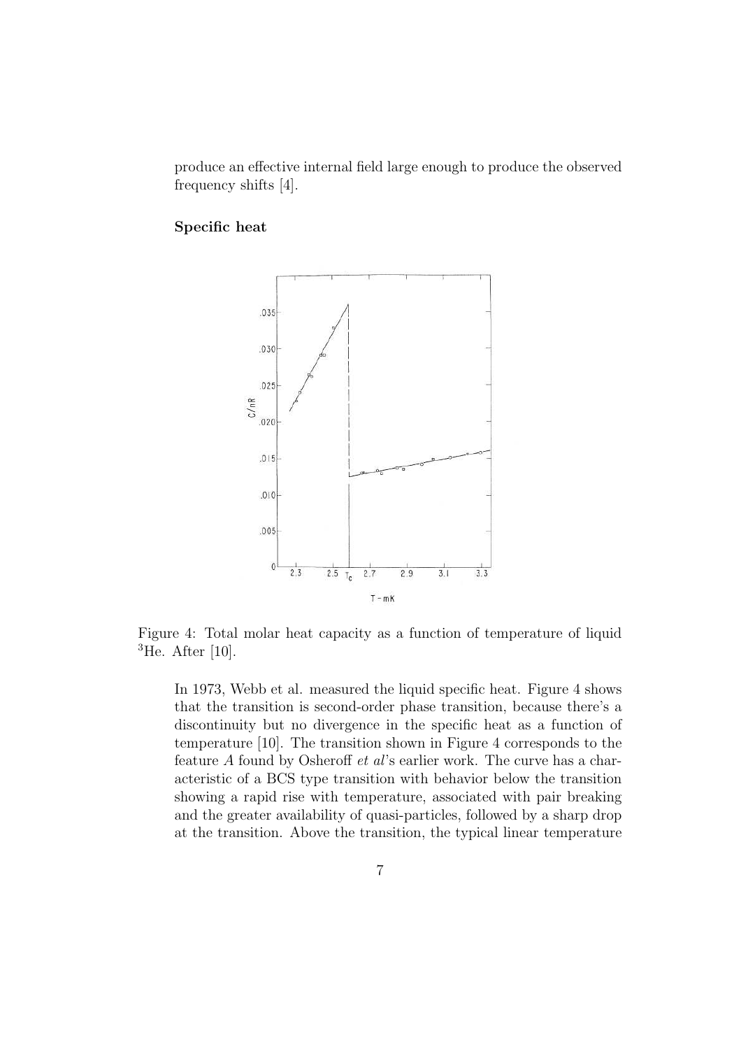produce an effective internal field large enough to produce the observed frequency shifts [4].

### Specific heat

Figure 4: Total molar heat capacity as a function of temperature of liquid $^3$He. After [10].

In 1973, Webb et al. measured the liquid specific heat. Figure 4 shows that the transition is second-order phase transition, because there's a discontinuity but no divergence in the specific heat as a function of temperature [10]. The transition shown in Figure 4 corresponds to the feature *A* found by Osheroff *et al*'s earlier work. The curve has a characteristic of a BCS type transition with behavior below the transition showing a rapid rise with temperature, associated with pair breaking and the greater availability of quasi-particles, followed by a sharp drop at the transition. Above the transition, the typical linear temperature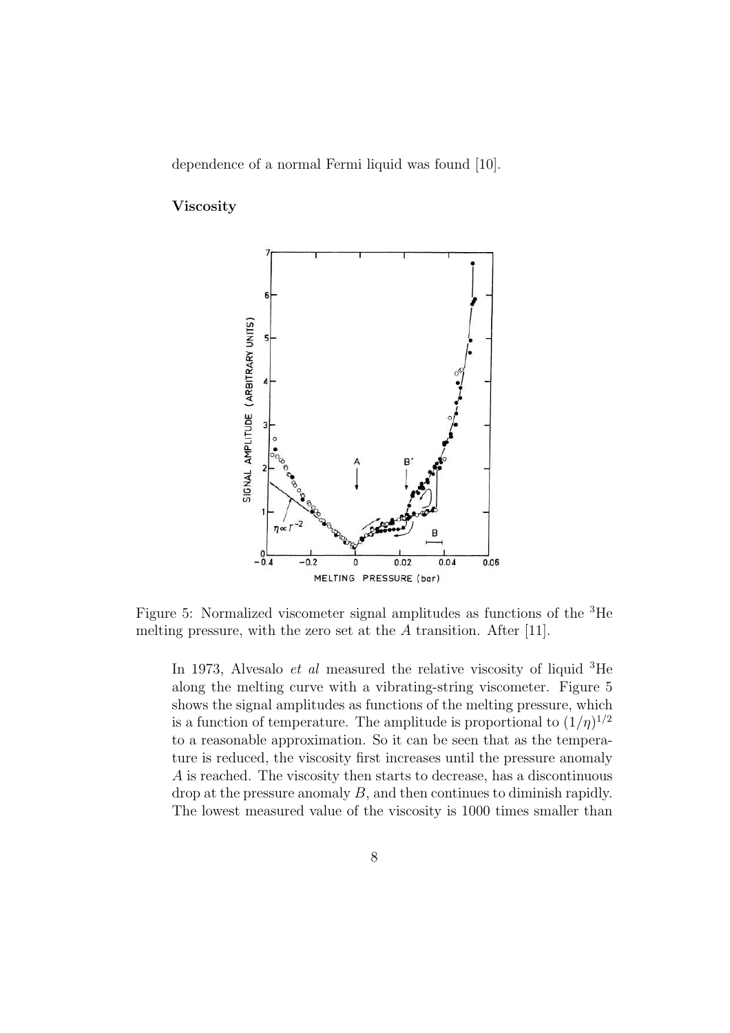dependence of a normal Fermi liquid was found [10].

### Viscosity

Figure 5: Normalized viscometer signal amplitudes as functions of the $^3$He melting pressure, with the zero set at the $A$ transition. After [11].

In 1973, Alvesalo *et al* measured the relative viscosity of liquid $^3$He along the melting curve with a vibrating-string viscometer. Figure 5 shows the signal amplitudes as functions of the melting pressure, which is a function of temperature. The amplitude is proportional to $(1/\eta)^{1/2}$ to a reasonable approximation. So it can be seen that as the temperature is reduced, the viscosity first increases until the pressure anomaly $A$ is reached. The viscosity then starts to decrease, has a discontinuous drop at the pressure anomaly $B$, and then continues to diminish rapidly. The lowest measured value of the viscosity is 1000 times smaller than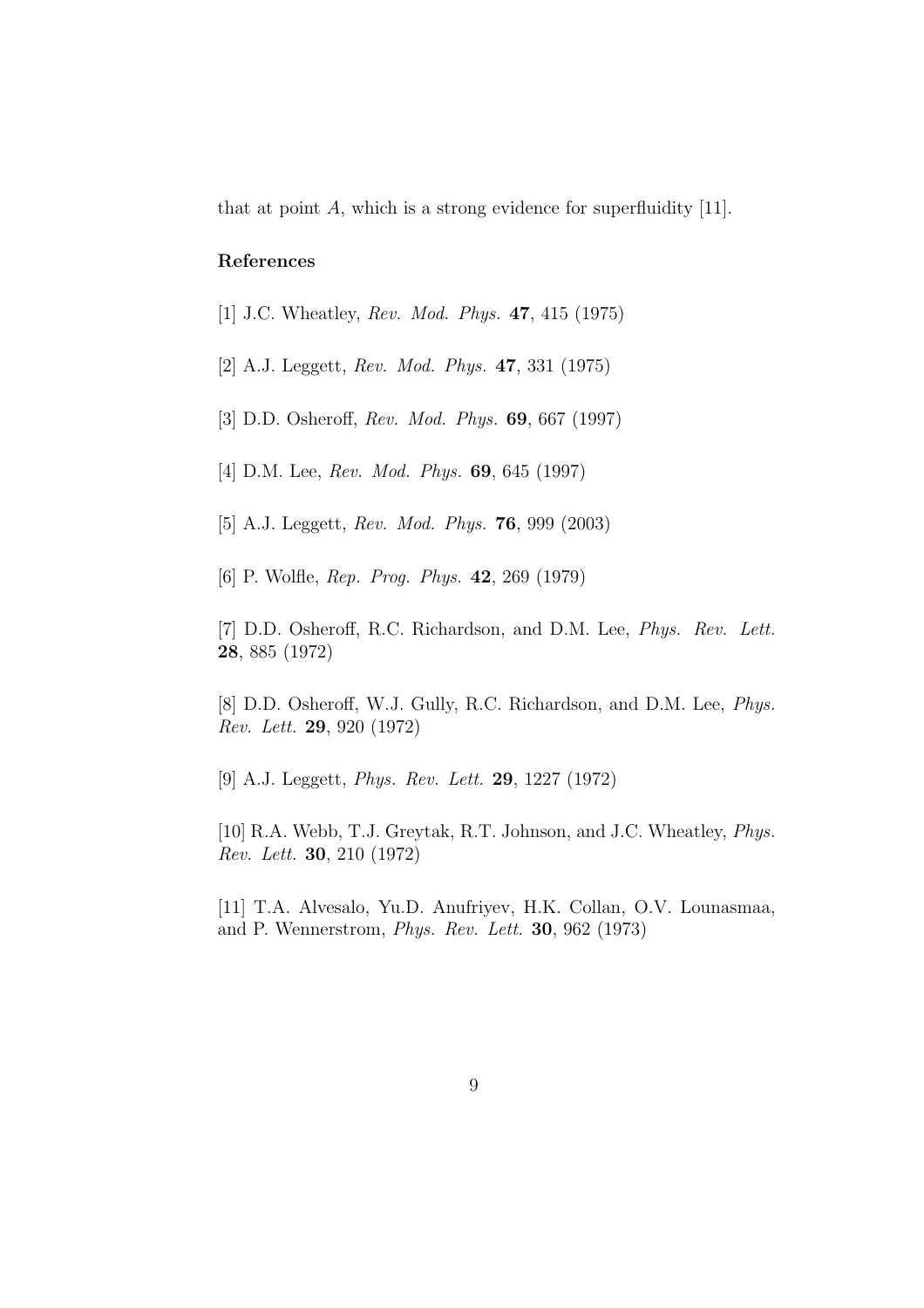that at point $A$, which is a strong evidence for superfluidity [11].

### References

[1] J.C. Wheatley, *Rev. Mod. Phys.* **47**, 415 (1975)

[2] A.J. Leggett, *Rev. Mod. Phys.* **47**, 331 (1975)

[3] D.D. Osheroff, *Rev. Mod. Phys.* **69**, 667 (1997)

[4] D.M. Lee, *Rev. Mod. Phys.* **69**, 645 (1997)

[5] A.J. Leggett, *Rev. Mod. Phys.* **76**, 999 (2003)

[6] P. Wolfle, *Rep. Prog. Phys.* **42**, 269 (1979)

[7] D.D. Osheroff, R.C. Richardson, and D.M. Lee, *Phys. Rev. Lett.* **28**, 885 (1972)

[8] D.D. Osheroff, W.J. Gully, R.C. Richardson, and D.M. Lee, *Phys. Rev. Lett.* **29**, 920 (1972)

[9] A.J. Leggett, *Phys. Rev. Lett.* **29**, 1227 (1972)

[10] R.A. Webb, T.J. Greytak, R.T. Johnson, and J.C. Wheatley, *Phys. Rev. Lett.* **30**, 210 (1972)

[11] T.A. Alvesalo, Yu.D. Anufriyev, H.K. Collan, O.V. Lounasmaa, and P. Wennerstrom, *Phys. Rev. Lett.* **30**, 962 (1973)